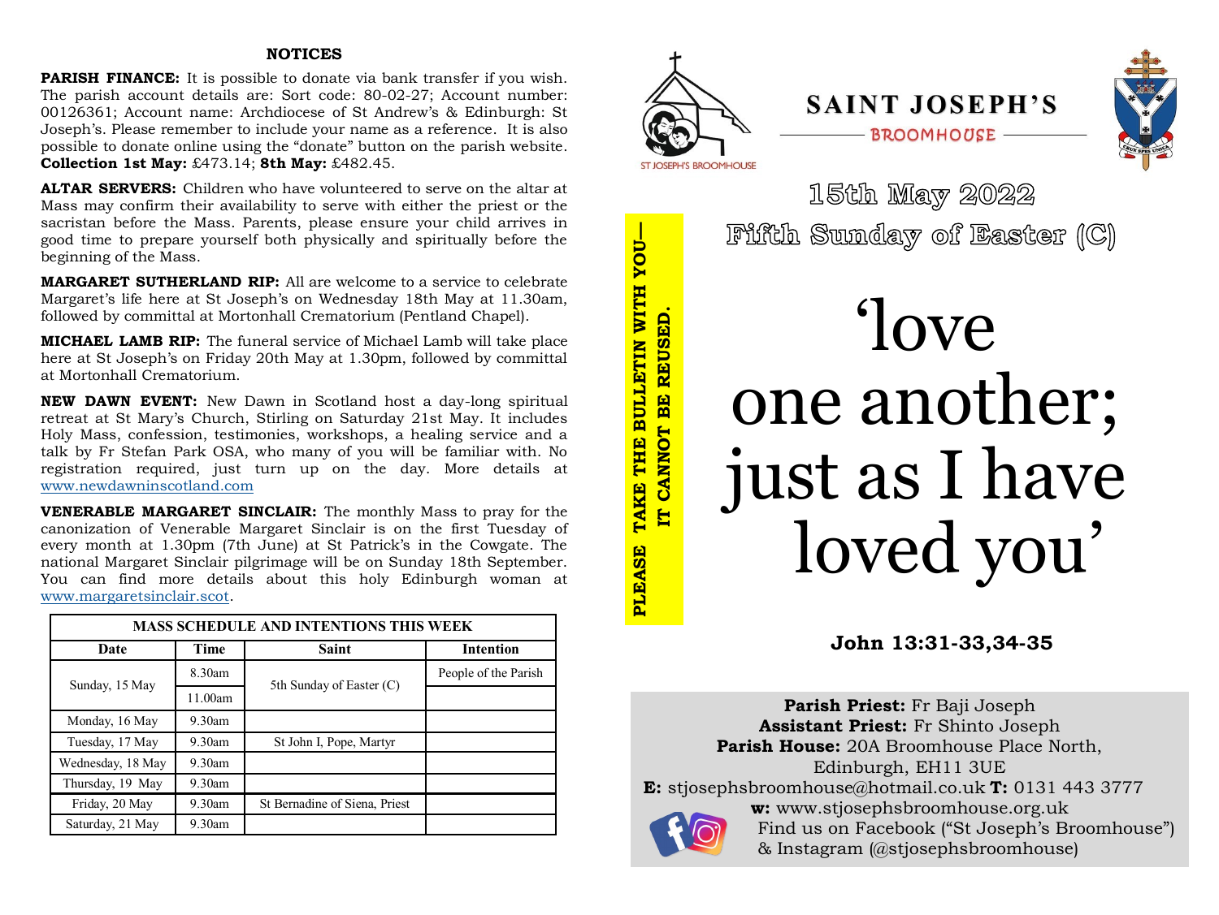## NOTICES

**PARISH FINANCE:** It is possible to donate via bank transfer if you wish. The parish account details are: Sort code: 80-02-27; Account number: 00126361; Account name: Archdiocese of St Andrew's & Edinburgh: St Joseph's. Please remember to include your name as a reference. It is also possible to donate online using the "donate" button on the parish website. **Collection 1st May:** £473.14; **8th May:** £482.45.

**ALTAR SERVERS:** Children who have volunteered to serve on the altar at Mass may confirm their availability to serve with either the priest or the sacristan before the Mass. Parents, please ensure your child arrives in good time to prepare yourself both physically and spiritually before the beginning of the Mass.

**MARGARET SUTHERLAND RIP:** All are welcome to a service to celebrate Margaret's life here at St Joseph's on Wednesday 18th May at 11.30am, followed by committal at Mortonhall Crematorium (Pentland Chapel).

**MICHAEL LAMB RIP:** The funeral service of Michael Lamb will take place here at St Joseph's on Friday 20th May at 1.30pm, followed by committal at Mortonhall Crematorium.

**NEW DAWN EVENT:** New Dawn in Scotland host a day-long spiritual retreat at St Mary's Church, Stirling on Saturday 21st May. It includes Holy Mass, confession, testimonies, workshops, a healing service and a talk by Fr Stefan Park OSA, who many of you will be familiar with. No registration required, just turn up on the day. More details at www.newdawninscotland.com

**VENERABLE MARGARET SINCLAIR:** The monthly Mass to pray for the canonization of Venerable Margaret Sinclair is on the first Tuesday of every month at 1.30pm (7th June) at St Patrick's in the Cowgate. The national Margaret Sinclair pilgrimage will be on Sunday 18th September. You can find more details about this holy Edinburgh woman at www.margaretsinclair.scot.

**MASS SCHEDULE AND INTENTIONS THIS WEEK**

| Date | Time | Saint | Intention |
|---|---|---|---|
| Sunday, 15 May | 8.30am | 5th Sunday of Easter (C) | People of the Parish |
| | 11.00am | | |
| Monday, 16 May | 9.30am | | |
| Tuesday, 17 May | 9.30am | St John I, Pope, Martyr | |
| Wednesday, 18 May | 9.30am | | |
| Thursday, 19 May | 9.30am | | |
| Friday, 20 May | 9.30am | St Bernadine of Siena, Priest | |
| Saturday, 21 May | 9.30am | | |

**PLEASE TAKE THE BULLETIN WITH YOU—IT CANNOT BE REUSED.**

# SAINT JOSEPH'S
## BROOMHOUSE

ST JOSEPH'S BROOMHOUSE

CRUX SPES UNICA

## 15th May 2022
## Fifth Sunday of Easter (C)

# 'love one another; just as I have loved you'

**John 13:31-33,34-35**

**Parish Priest:** Fr Baji Joseph
**Assistant Priest:** Fr Shinto Joseph
**Parish House:** 20A Broomhouse Place North, Edinburgh, EH11 3UE
**E:** stjosephsbroomhouse@hotmail.co.uk **T:** 0131 443 3777
**w:** www.stjosephsbroomhouse.org.uk
Find us on Facebook ("St Joseph's Broomhouse") & Instagram (@stjosephsbroomhouse)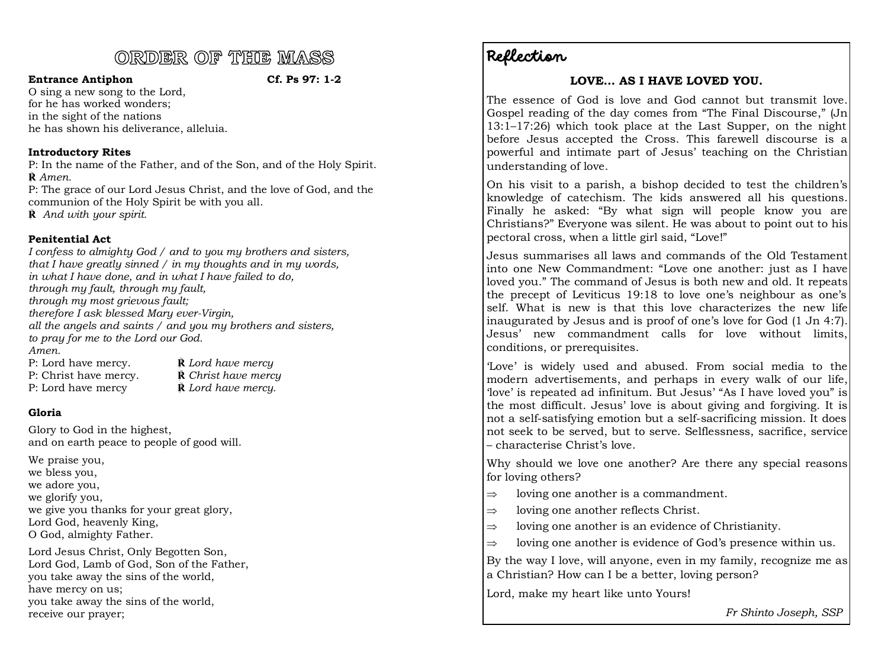# ORDER OF THE MASS

**Entrance Antiphon** **Cf. Ps 97: 1-2**

O sing a new song to the Lord,
for he has worked wonders;
in the sight of the nations
he has shown his deliverance, alleluia.

**Introductory Rites**

P: In the name of the Father, and of the Son, and of the Holy Spirit.
℟ *Amen.*
P: The grace of our Lord Jesus Christ, and the love of God, and the communion of the Holy Spirit be with you all.
℟ *And with your spirit.*

**Penitential Act**

*I confess to almighty God / and to you my brothers and sisters,*
*that I have greatly sinned / in my thoughts and in my words,*
*in what I have done, and in what I have failed to do,*
*through my fault, through my fault,*
*through my most grievous fault;*
*therefore I ask blessed Mary ever-Virgin,*
*all the angels and saints / and you my brothers and sisters,*
*to pray for me to the Lord our God.*
*Amen.*

P: Lord have mercy. ℟ *Lord have mercy*
P: Christ have mercy. ℟ *Christ have mercy*
P: Lord have mercy ℟ *Lord have mercy.*

**Gloria**

Glory to God in the highest,
and on earth peace to people of good will.

We praise you,
we bless you,
we adore you,
we glorify you,
we give you thanks for your great glory,
Lord God, heavenly King,
O God, almighty Father.

Lord Jesus Christ, Only Begotten Son,
Lord God, Lamb of God, Son of the Father,
you take away the sins of the world,
have mercy on us;
you take away the sins of the world,
receive our prayer;

## Reflection

**LOVE… AS I HAVE LOVED YOU.**

The essence of God is love and God cannot but transmit love. Gospel reading of the day comes from "The Final Discourse," (Jn 13:1–17:26) which took place at the Last Supper, on the night before Jesus accepted the Cross. This farewell discourse is a powerful and intimate part of Jesus' teaching on the Christian understanding of love.

On his visit to a parish, a bishop decided to test the children's knowledge of catechism. The kids answered all his questions. Finally he asked: "By what sign will people know you are Christians?" Everyone was silent. He was about to point out to his pectoral cross, when a little girl said, "Love!"

Jesus summarises all laws and commands of the Old Testament into one New Commandment: "Love one another: just as I have loved you." The command of Jesus is both new and old. It repeats the precept of Leviticus 19:18 to love one's neighbour as one's self. What is new is that this love characterizes the new life inaugurated by Jesus and is proof of one's love for God (1 Jn 4:7). Jesus' new commandment calls for love without limits, conditions, or prerequisites.

'Love' is widely used and abused. From social media to the modern advertisements, and perhaps in every walk of our life, 'love' is repeated ad infinitum. But Jesus' "As I have loved you" is the most difficult. Jesus' love is about giving and forgiving. It is not a self-satisfying emotion but a self-sacrificing mission. It does not seek to be served, but to serve. Selflessness, sacrifice, service – characterise Christ's love.

Why should we love one another? Are there any special reasons for loving others?

- ⇒ loving one another is a commandment.
- ⇒ loving one another reflects Christ.
- ⇒ loving one another is an evidence of Christianity.
- ⇒ loving one another is evidence of God's presence within us.

By the way I love, will anyone, even in my family, recognize me as a Christian? How can I be a better, loving person?

Lord, make my heart like unto Yours!

*Fr Shinto Joseph, SSP*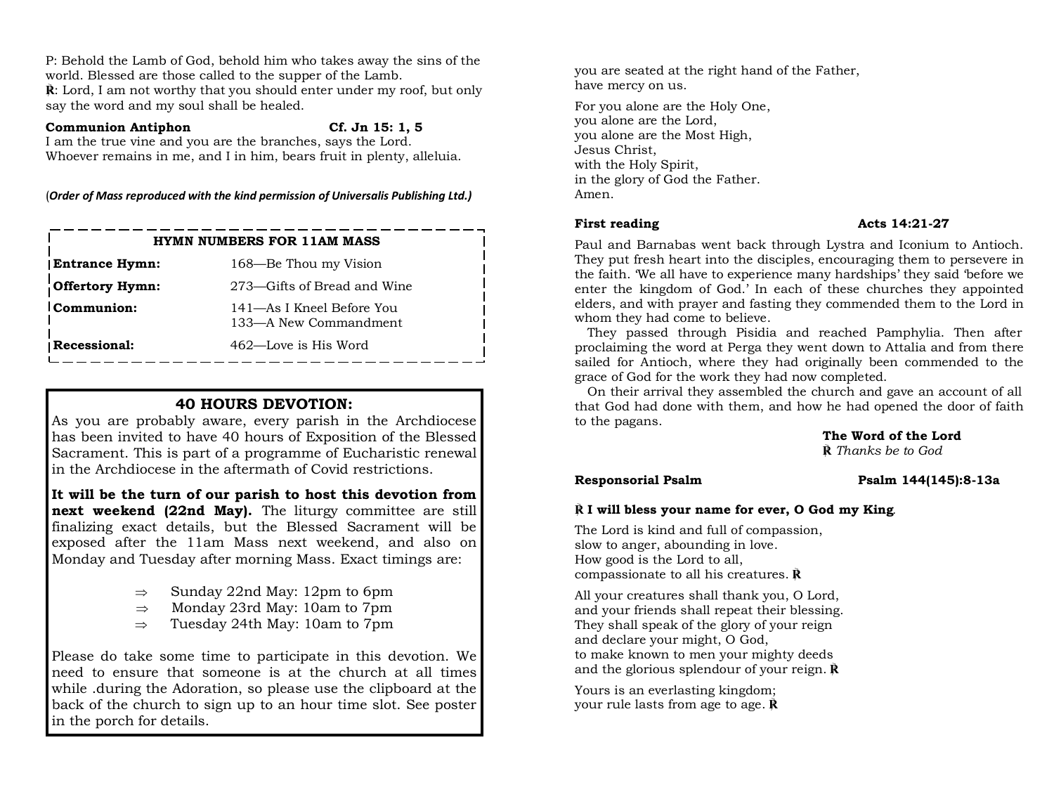P: Behold the Lamb of God, behold him who takes away the sins of the world. Blessed are those called to the supper of the Lamb.
℟: Lord, I am not worthy that you should enter under my roof, but only say the word and my soul shall be healed.

**Communion Antiphon** **Cf. Jn 15: 1, 5**

I am the true vine and you are the branches, says the Lord.
Whoever remains in me, and I in him, bears fruit in plenty, alleluia.

(***Order of Mass reproduced with the kind permission of Universalis Publishing Ltd.)***

| HYMN NUMBERS FOR 11AM MASS | |
|---|---|
| **Entrance Hymn:** | 168—Be Thou my Vision |
| **Offertory Hymn:** | 273—Gifts of Bread and Wine |
| **Communion:** | 141—As I Kneel Before You<br>133—A New Commandment |
| **Recessional:** | 462—Love is His Word |

## 40 HOURS DEVOTION:

As you are probably aware, every parish in the Archdiocese has been invited to have 40 hours of Exposition of the Blessed Sacrament. This is part of a programme of Eucharistic renewal in the Archdiocese in the aftermath of Covid restrictions.

**It will be the turn of our parish to host this devotion from next weekend (22nd May).** The liturgy committee are still finalizing exact details, but the Blessed Sacrament will be exposed after the 11am Mass next weekend, and also on Monday and Tuesday after morning Mass. Exact timings are:

- ⇒ Sunday 22nd May: 12pm to 6pm
- ⇒ Monday 23rd May: 10am to 7pm
- ⇒ Tuesday 24th May: 10am to 7pm

Please do take some time to participate in this devotion. We need to ensure that someone is at the church at all times while .during the Adoration, so please use the clipboard at the back of the church to sign up to an hour time slot. See poster in the porch for details.

you are seated at the right hand of the Father,
have mercy on us.

For you alone are the Holy One,
you alone are the Lord,
you alone are the Most High,
Jesus Christ,
with the Holy Spirit,
in the glory of God the Father.
Amen.

**First reading** **Acts 14:21-27**

Paul and Barnabas went back through Lystra and Iconium to Antioch. They put fresh heart into the disciples, encouraging them to persevere in the faith. 'We all have to experience many hardships' they said 'before we enter the kingdom of God.' In each of these churches they appointed elders, and with prayer and fasting they commended them to the Lord in whom they had come to believe.

They passed through Pisidia and reached Pamphylia. Then after proclaiming the word at Perga they went down to Attalia and from there sailed for Antioch, where they had originally been commended to the grace of God for the work they had now completed.

On their arrival they assembled the church and gave an account of all that God had done with them, and how he had opened the door of faith to the pagans.

**The Word of the Lord**
℟ *Thanks be to God*

**Responsorial Psalm** **Psalm 144(145):8-13a**

**℟ I will bless your name for ever, O God my King.**

The Lord is kind and full of compassion,
slow to anger, abounding in love.
How good is the Lord to all,
compassionate to all his creatures. ℟

All your creatures shall thank you, O Lord,
and your friends shall repeat their blessing.
They shall speak of the glory of your reign
and declare your might, O God,
to make known to men your mighty deeds
and the glorious splendour of your reign. ℟

Yours is an everlasting kingdom;
your rule lasts from age to age. ℟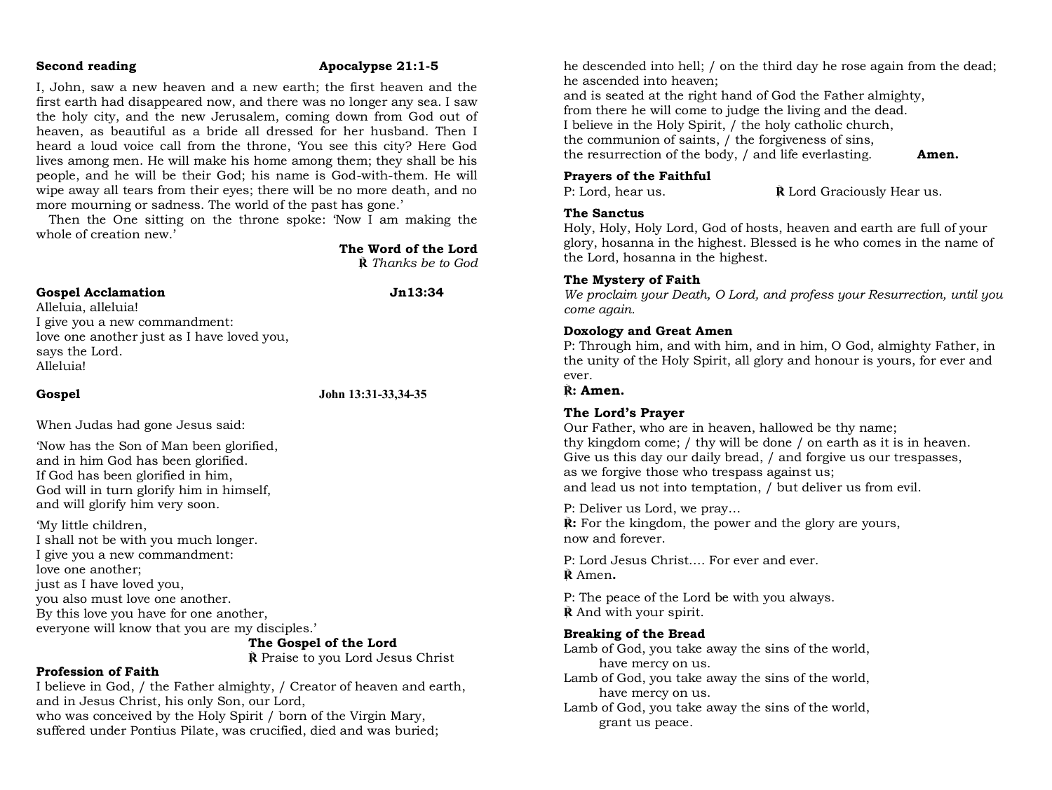**Second reading** **Apocalypse 21:1-5**

I, John, saw a new heaven and a new earth; the first heaven and the first earth had disappeared now, and there was no longer any sea. I saw the holy city, and the new Jerusalem, coming down from God out of heaven, as beautiful as a bride all dressed for her husband. Then I heard a loud voice call from the throne, 'You see this city? Here God lives among men. He will make his home among them; they shall be his people, and he will be their God; his name is God-with-them. He will wipe away all tears from their eyes; there will be no more death, and no more mourning or sadness. The world of the past has gone.'

Then the One sitting on the throne spoke: 'Now I am making the whole of creation new.'

**The Word of the Lord**
℟ *Thanks be to God*

**Gospel Acclamation** **Jn13:34**

Alleluia, alleluia!
I give you a new commandment:
love one another just as I have loved you,
says the Lord.
Alleluia!

**Gospel** **John 13:31-33,34-35**

When Judas had gone Jesus said:

'Now has the Son of Man been glorified,
and in him God has been glorified.
If God has been glorified in him,
God will in turn glorify him in himself,
and will glorify him very soon.

'My little children,
I shall not be with you much longer.
I give you a new commandment:
love one another;
just as I have loved you,
you also must love one another.
By this love you have for one another,
everyone will know that you are my disciples.'

**The Gospel of the Lord**
℟ Praise to you Lord Jesus Christ

**Profession of Faith**

I believe in God, / the Father almighty, / Creator of heaven and earth,
and in Jesus Christ, his only Son, our Lord,
who was conceived by the Holy Spirit / born of the Virgin Mary,
suffered under Pontius Pilate, was crucified, died and was buried;
he descended into hell; / on the third day he rose again from the dead;
he ascended into heaven;
and is seated at the right hand of God the Father almighty,
from there he will come to judge the living and the dead.
I believe in the Holy Spirit, / the holy catholic church,
the communion of saints, / the forgiveness of sins,
the resurrection of the body, / and life everlasting. **Amen.**

**Prayers of the Faithful**

P: Lord, hear us. ℟ Lord Graciously Hear us.

**The Sanctus**

Holy, Holy, Holy Lord, God of hosts, heaven and earth are full of your glory, hosanna in the highest. Blessed is he who comes in the name of the Lord, hosanna in the highest.

**The Mystery of Faith**

*We proclaim your Death, O Lord, and profess your Resurrection, until you come again.*

**Doxology and Great Amen**

P: Through him, and with him, and in him, O God, almighty Father, in the unity of the Holy Spirit, all glory and honour is yours, for ever and ever.
**℟: Amen.**

**The Lord's Prayer**

Our Father, who are in heaven, hallowed be thy name;
thy kingdom come; / thy will be done / on earth as it is in heaven.
Give us this day our daily bread, / and forgive us our trespasses,
as we forgive those who trespass against us;
and lead us not into temptation, / but deliver us from evil.

P: Deliver us Lord, we pray…
**℟:** For the kingdom, the power and the glory are yours,
now and forever.

P: Lord Jesus Christ…. For ever and ever.
℟ Amen**.**

P: The peace of the Lord be with you always.
℟ And with your spirit.

**Breaking of the Bread**

Lamb of God, you take away the sins of the world,
have mercy on us.
Lamb of God, you take away the sins of the world,
have mercy on us.
Lamb of God, you take away the sins of the world,
grant us peace.